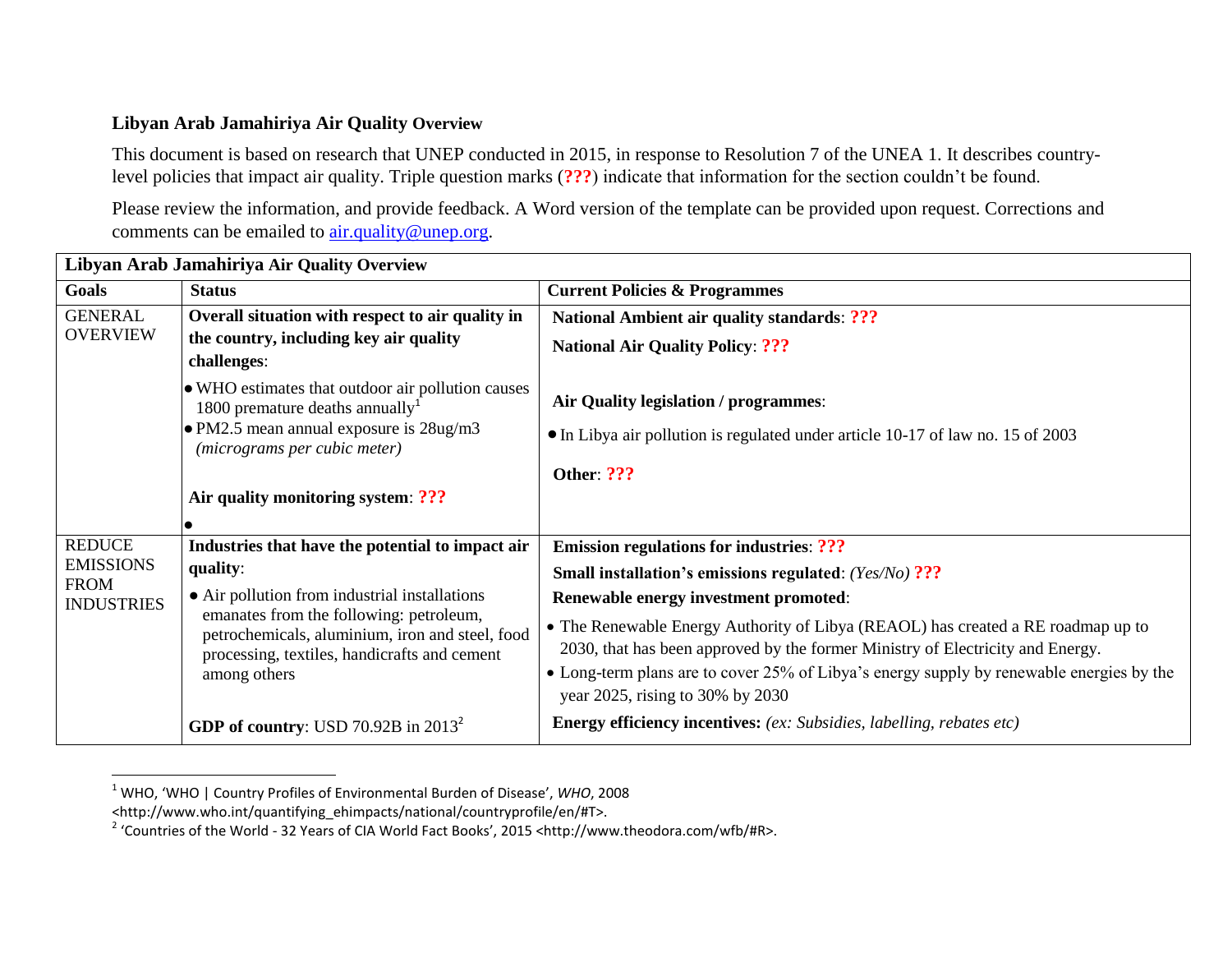## Libyan Arab Jamahiriya Air Quality Overview

This document is based on research that UNEP conducted in 2015, in response to Resolution 7 of the UNEA 1. It describes country-level policies that impact air quality. Triple question marks (**???**) indicate that information for the section couldn't be found.

Please review the information, and provide feedback. A Word version of the template can be provided upon request. Corrections and comments can be emailed to [air.quality@unep.org](mailto:air.quality@unep.org).

| **Libyan Arab Jamahiriya Air Quality Overview** | | |
|---|---|---|
| **Goals** | **Status** | **Current Policies & Programmes** |
| GENERAL OVERVIEW | **Overall situation with respect to air quality in the country, including key air quality challenges**:<br>• WHO estimates that outdoor air pollution causes 1800 premature deaths annually[1]<br>• PM2.5 mean annual exposure is 28ug/m3 *(micrograms per cubic meter)*<br><br>**Air quality monitoring system**: **???**<br>• | **National Ambient air quality standards**: **???**<br>**National Air Quality Policy**: **???**<br><br>**Air Quality legislation / programmes**:<br>• In Libya air pollution is regulated under article 10-17 of law no. 15 of 2003<br><br>**Other**: **???** |
| REDUCE EMISSIONS FROM INDUSTRIES | **Industries that have the potential to impact air quality**:<br>• Air pollution from industrial installations emanates from the following: petroleum, petrochemicals, aluminium, iron and steel, food processing, textiles, handicrafts and cement among others<br><br>**GDP of country**: USD 70.92B in 2013[2] | **Emission regulations for industries**: **???**<br>**Small installation's emissions regulated**: *(Yes/No)* **???**<br>**Renewable energy investment promoted**:<br>• The Renewable Energy Authority of Libya (REAOL) has created a RE roadmap up to 2030, that has been approved by the former Ministry of Electricity and Energy.<br>• Long-term plans are to cover 25% of Libya's energy supply by renewable energies by the year 2025, rising to 30% by 2030<br>**Energy efficiency incentives:** *(ex: Subsidies, labelling, rebates etc)* |

[1] WHO, 'WHO | Country Profiles of Environmental Burden of Disease', *WHO*, 2008 <http://www.who.int/quantifying_ehimpacts/national/countryprofile/en/#T>.

[2] 'Countries of the World - 32 Years of CIA World Fact Books', 2015 <http://www.theodora.com/wfb/#R>.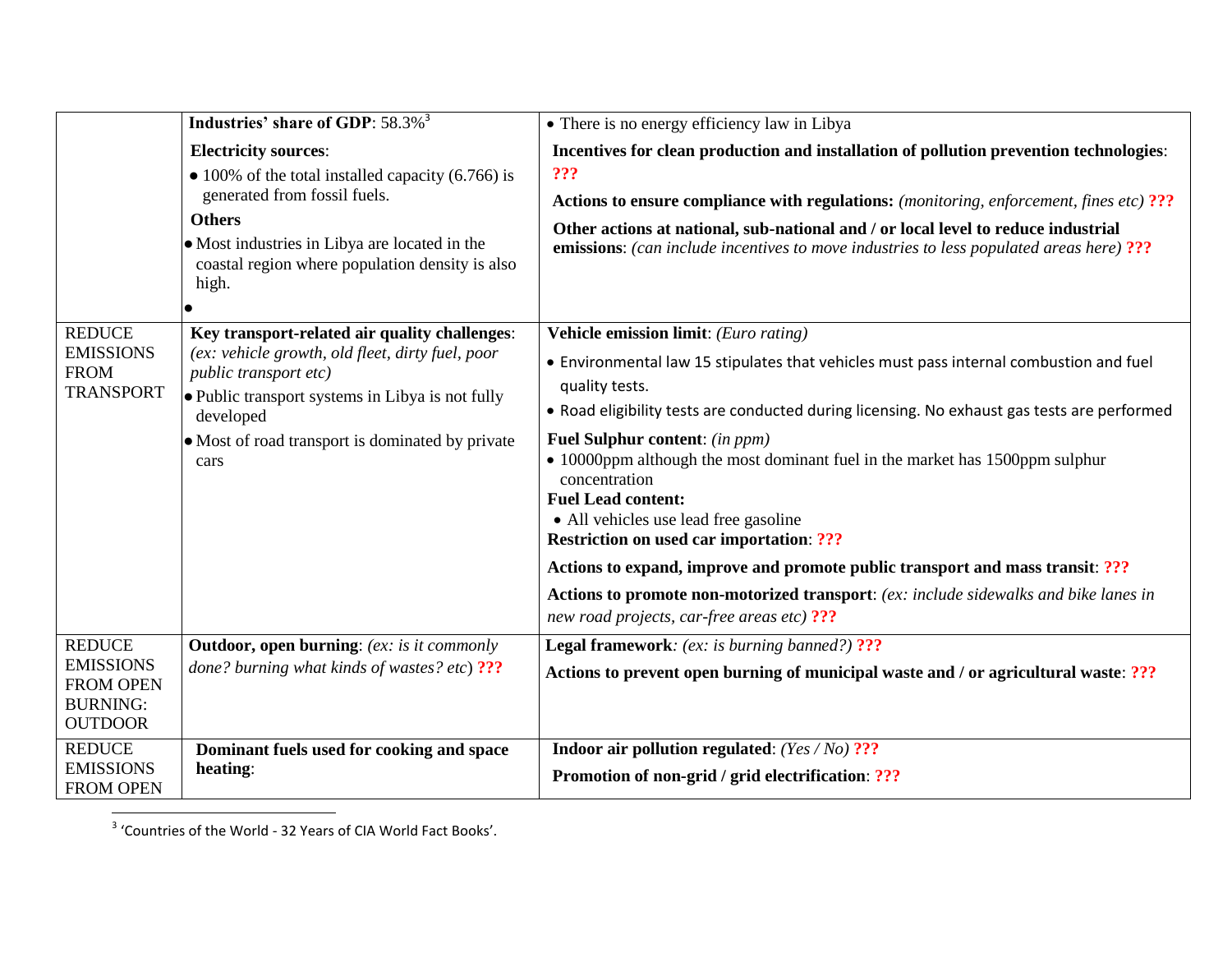| | | |
|---|---|---|
| | **Industries' share of GDP**: 58.3%[3]<br>**Electricity sources**:<br>• 100% of the total installed capacity (6.766) is generated from fossil fuels.<br>**Others**<br>• Most industries in Libya are located in the coastal region where population density is also high.<br>• | • There is no energy efficiency law in Libya<br>**Incentives for clean production and installation of pollution prevention technologies**: **???**<br>**Actions to ensure compliance with regulations:** *(monitoring, enforcement, fines etc)* **???**<br>**Other actions at national, sub-national and / or local level to reduce industrial emissions**: *(can include incentives to move industries to less populated areas here)* **???** |
| REDUCE EMISSIONS FROM TRANSPORT | **Key transport-related air quality challenges**: *(ex: vehicle growth, old fleet, dirty fuel, poor public transport etc)*<br>• Public transport systems in Libya is not fully developed<br>• Most of road transport is dominated by private cars | **Vehicle emission limit**: *(Euro rating)*<br>• Environmental law 15 stipulates that vehicles must pass internal combustion and fuel quality tests.<br>• Road eligibility tests are conducted during licensing. No exhaust gas tests are performed<br>**Fuel Sulphur content**: *(in ppm)*<br>• 10000ppm although the most dominant fuel in the market has 1500ppm sulphur concentration<br>**Fuel Lead content:**<br>• All vehicles use lead free gasoline<br>**Restriction on used car importation**: **???**<br>**Actions to expand, improve and promote public transport and mass transit**: **???**<br>**Actions to promote non-motorized transport**: *(ex: include sidewalks and bike lanes in new road projects, car-free areas etc)* **???** |
| REDUCE EMISSIONS FROM OPEN BURNING: OUTDOOR | **Outdoor, open burning**: *(ex: is it commonly done? burning what kinds of wastes? etc)* **???** | **Legal framework**: *(ex: is burning banned?)* **???**<br>**Actions to prevent open burning of municipal waste and / or agricultural waste**: **???** |
| REDUCE EMISSIONS FROM OPEN | **Dominant fuels used for cooking and space heating**: | **Indoor air pollution regulated**: *(Yes / No)* **???**<br>**Promotion of non-grid / grid electrification**: **???** |

[3] 'Countries of the World - 32 Years of CIA World Fact Books'.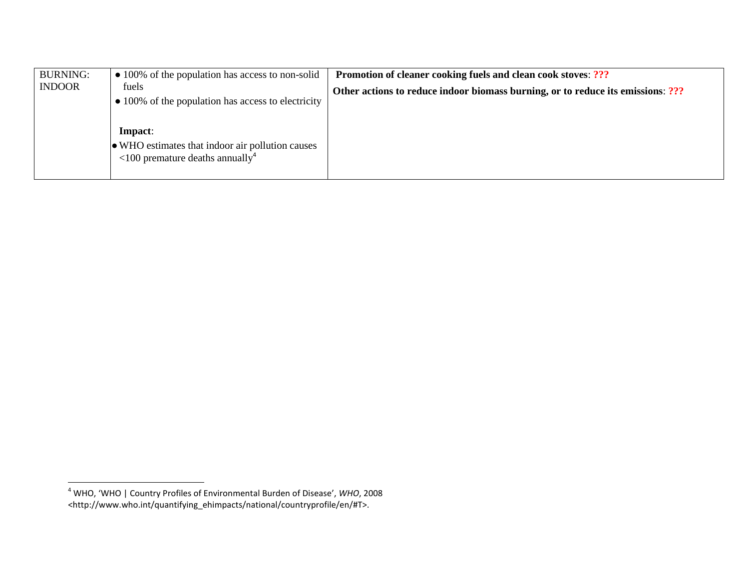| | | |
|---|---|---|
| BURNING: INDOOR | ● 100% of the population has access to non-solid fuels<br>● 100% of the population has access to electricity<br><br>**Impact**:<br>● WHO estimates that indoor air pollution causes <100 premature deaths annually[4] | **Promotion of cleaner cooking fuels and clean cook stoves**: **???**<br>**Other actions to reduce indoor biomass burning, or to reduce its emissions**: **???** |

[4] WHO, 'WHO | Country Profiles of Environmental Burden of Disease', *WHO*, 2008 <http://www.who.int/quantifying_ehimpacts/national/countryprofile/en/#T>.